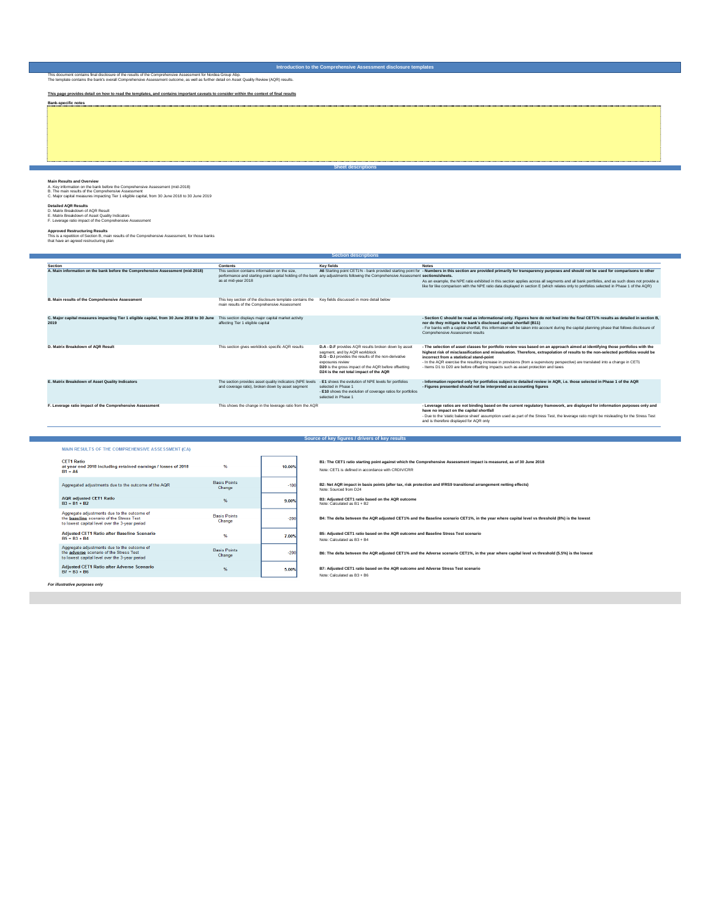# Introduction to the Comprehensive Assessment disclosure templates

This document contains final disclosure of the results of the Comprehensive Assessment for Nordea Group Abp.
The template contains the bank's overall Comprehensive Assessment outcome, as well as further detail on Asset Quality Review (AQR) results.

**This page provides detail on how to read the templates, and contains important caveats to consider within the context of final results**

**Bank-specific notes**

## Sheet descriptions

**Main Results and Overview**
A. Key information on the bank before the Comprehensive Assessment (mid-2018)
B. The main results of the Comprehensive Assessment
C. Major capital measures impacting Tier 1 eligible capital, from 30 June 2018 to 30 June 2019

**Detailed AQR Results**
D. Matrix Breakdown of AQR Result
E. Matrix Breakdown of Asset Quality Indicators
F. Leverage ratio impact of the Comprehensive Assessment

**Approved Restructuring Results**
This is a repetition of Section B, main results of the Comprehensive Assessment, for those banks that have an agreed restructuring plan

## Section descriptions

| Section | Contents | Key fields | Notes |
|---|---|---|---|
| **A. Main information on the bank before the Comprehensive Assessment (mid-2018)** | This section contains information on the size, performance and starting point capital holding of the bank as at mid-year 2018 | **A6** Starting point CET1% - bank provided starting point for any adjustments following the Comprehensive Assessment | **- Numbers in this section are provided primarily for transparency purposes and should not be used for comparisons to other sections/sheets.**<br>As an example, the NPE ratio exhibited in this section applies across all segments and all bank portfolios, and as such does not provide a like for like comparison with the NPE ratio data displayed in section E (which relates only to portfolios selected in Phase 1 of the AQR) |
| **B. Main results of the Comprehensive Assessment** | This key section of the disclosure template contains the main results of the Comprehensive Assessment | Key fields discussed in more detail below | |
| **C. Major capital measures impacting Tier 1 eligible capital, from 30 June 2018 to 30 June 2019** | This section displays major capital market activity affecting Tier 1 eligible capital | | **- Section C should be read as informational only. Figures here do not feed into the final CET1% results as detailed in section B, nor do they mitigate the bank's disclosed capital shortfall (B11)**<br>- For banks with a capital shortfall, this information will be taken into account during the capital planning phase that follows disclosure of Comprehensive Assessment results |
| **D. Matrix Breakdown of AQR Result** | This section gives workblock specific AQR results | **D.A - D.F** provides AQR results broken down by asset segment, and by AQR workblock<br>**D.G - D.I** provides the results of the non-derivative exposures review<br>**D20** is the gross impact of the AQR before offsetting<br>**D24 is the net total impact of the AQR** | **- The selection of asset classes for portfolio review was based on an approach aimed at identifying those portfolios with the highest risk of misclassification and misvaluation. Therefore, extrapolation of results to the non-selected portfolios would be incorrect from a statistical stand-point**<br>- In the AQR exercise the resulting increase in provisions (from a supervisory perspective) are translated into a change in CET1<br>- Items D1 to D20 are before offsetting impacts such as asset protection and taxes |
| **E. Matrix Breakdown of Asset Quality Indicators** | The section provides asset quality indicators (NPE levels and coverage ratio), broken down by asset segment | **- E1** shows the evolution of NPE levels for portfolios selected in Phase 1<br>**- E10** shows the evolution of coverage ratios for portfolios selected in Phase 1 | **- Information reported only for portfolios subject to detailed review in AQR, i.e. those selected in Phase 1 of the AQR**<br>**- Figures presented should not be interpreted as accounting figures** |
| **F. Leverage ratio impact of the Comprehensive Assessment** | This shows the change in the leverage ratio from the AQR | | **- Leverage ratios are not binding based on the current regulatory framework, are displayed for information purposes only and have no impact on the capital shortfall**<br>- Due to the 'static balance sheet' assumption used as part of the Stress Test, the leverage ratio might be misleading for the Stress Test and is therefore displayed for AQR only |

## Source of key figures / drivers of key results

MAIN RESULTS OF THE COMPREHENSIVE ASSESSMENT (CA)

| Item | Unit | Value | Description |
|---|---|---|---|
| **CET1 Ratio at year end 2018 including retained earnings / losses of 2018**<br>**B1 = A6** | % | 10.00% | **B1: The CET1 ratio starting point against which the Comprehensive Assessment impact is measured, as of 30 June 2018**<br>Note: CET1 is defined in accordance with CRDIV/CRR |
| Aggregated adjustments due to the outcome of the AQR | Basis Points Change | -100 | **B2: Net AQR impact in basis points (after tax, risk protection and IFRS9 transitional arrangement netting effects)**<br>Note: Sourced from D24 |
| **AQR adjusted CET1 Ratio**<br>**B3 = B1 + B2** | % | 9.00% | **B3: Adjusted CET1 ratio based on the AQR outcome**<br>Note: Calculated as B1 + B2 |
| Aggregate adjustments due to the outcome of the **baseline** scenario of the Stress Test to lowest capital level over the 3-year period | Basis Points Change | -200 | **B4: The delta between the AQR adjusted CET1% and the Baseline scenario CET1%, in the year where capital level vs threshold (8%) is the lowest** |
| **Adjusted CET1 Ratio after Baseline Scenario**<br>**B5 = B3 + B4** | % | 7.00% | **B5: Adjusted CET1 ratio based on AQR outcome and Baseline Stress Test scenario**<br>Note: Calculated as B3 + B4 |
| Aggregate adjustments due to the outcome of the **adverse** scenario of the Stress Test to lowest capital level over the 3-year period | Basis Points Change | -200 | **B6: The delta between the AQR adjusted CET1% and the Adverse scenario CET1%, in the year where capital level vs threshold (5.5%) is the lowest** |
| **Adjusted CET1 Ratio after Adverse Scenario**<br>**B7 = B3 + B6** | % | 5.00% | **B7: Adjusted CET1 ratio based on the AQR outcome and Adverse Stress Test scenario**<br>Note: Calculated as B3 + B6 |

***For illustrative purposes only***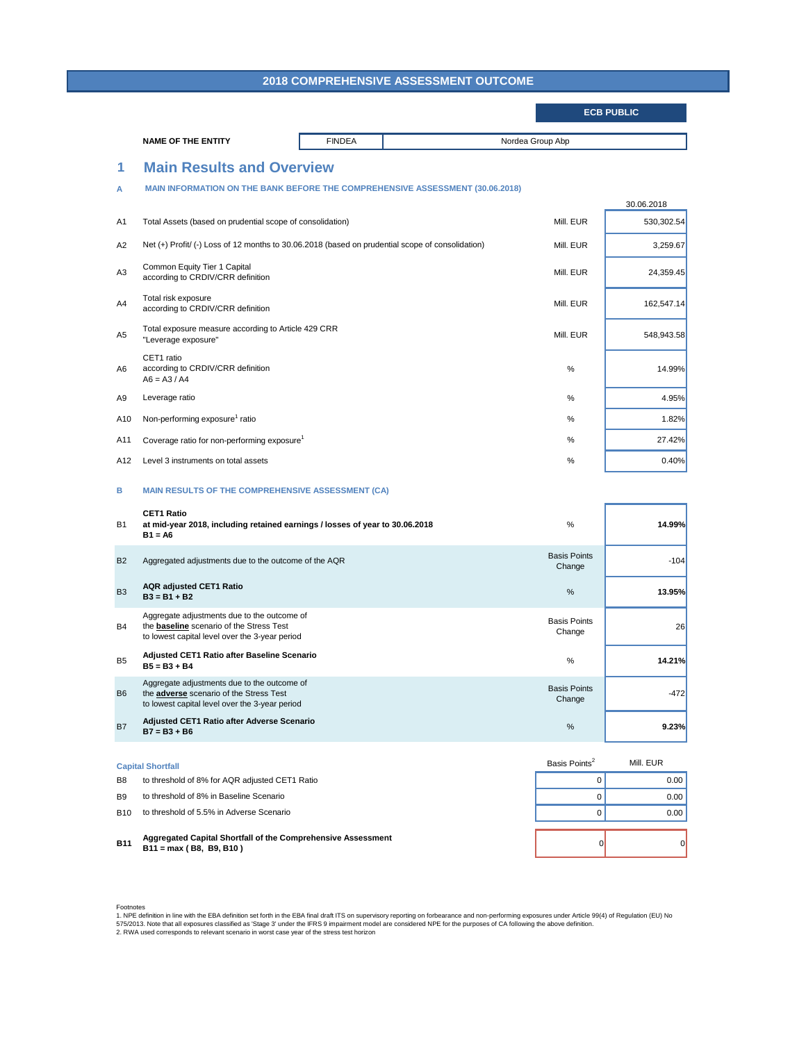# 2018 COMPREHENSIVE ASSESSMENT OUTCOME

**ECB PUBLIC**

| NAME OF THE ENTITY | FINDEA | Nordea Group Abp |
|---|---|---|

## 1 Main Results and Overview

### A MAIN INFORMATION ON THE BANK BEFORE THE COMPREHENSIVE ASSESSMENT (30.06.2018)

| | | | 30.06.2018 |
|---|---|---|---|
| A1 | Total Assets (based on prudential scope of consolidation) | Mill. EUR | 530,302.54 |
| A2 | Net (+) Profit/ (-) Loss of 12 months to 30.06.2018 (based on prudential scope of consolidation) | Mill. EUR | 3,259.67 |
| A3 | Common Equity Tier 1 Capital according to CRDIV/CRR definition | Mill. EUR | 24,359.45 |
| A4 | Total risk exposure according to CRDIV/CRR definition | Mill. EUR | 162,547.14 |
| A5 | Total exposure measure according to Article 429 CRR "Leverage exposure" | Mill. EUR | 548,943.58 |
| A6 | CET1 ratio according to CRDIV/CRR definition A6 = A3 / A4 | % | 14.99% |
| A9 | Leverage ratio | % | 4.95% |
| A10 | Non-performing exposure[1] ratio | % | 1.82% |
| A11 | Coverage ratio for non-performing exposure[1] | % | 27.42% |
| A12 | Level 3 instruments on total assets | % | 0.40% |

### B MAIN RESULTS OF THE COMPREHENSIVE ASSESSMENT (CA)

| | | | |
|---|---|---|---|
| B1 | **CET1 Ratio at mid-year 2018, including retained earnings / losses of year to 30.06.2018 B1 = A6** | % | **14.99%** |
| B2 | Aggregated adjustments due to the outcome of the AQR | Basis Points Change | -104 |
| B3 | **AQR adjusted CET1 Ratio B3 = B1 + B2** | % | **13.95%** |
| B4 | Aggregate adjustments due to the outcome of the **baseline** scenario of the Stress Test to lowest capital level over the 3-year period | Basis Points Change | 26 |
| B5 | **Adjusted CET1 Ratio after Baseline Scenario B5 = B3 + B4** | % | **14.21%** |
| B6 | Aggregate adjustments due to the outcome of the **adverse** scenario of the Stress Test to lowest capital level over the 3-year period | Basis Points Change | -472 |
| B7 | **Adjusted CET1 Ratio after Adverse Scenario B7 = B3 + B6** | % | **9.23%** |

| | Capital Shortfall | Basis Points[2] | Mill. EUR |
|---|---|---|---|
| B8 | to threshold of 8% for AQR adjusted CET1 Ratio | 0 | 0.00 |
| B9 | to threshold of 8% in Baseline Scenario | 0 | 0.00 |
| B10 | to threshold of 5.5% in Adverse Scenario | 0 | 0.00 |
| B11 | **Aggregated Capital Shortfall of the Comprehensive Assessment B11 = max ( B8, B9, B10 )** | 0 | 0 |

Footnotes
1. NPE definition in line with the EBA definition set forth in the EBA final draft ITS on supervisory reporting on forbearance and non-performing exposures under Article 99(4) of Regulation (EU) No 575/2013. Note that all exposures classified as 'Stage 3' under the IFRS 9 impairment model are considered NPE for the purposes of CA following the above definition.
2. RWA used corresponds to relevant scenario in worst case year of the stress test horizon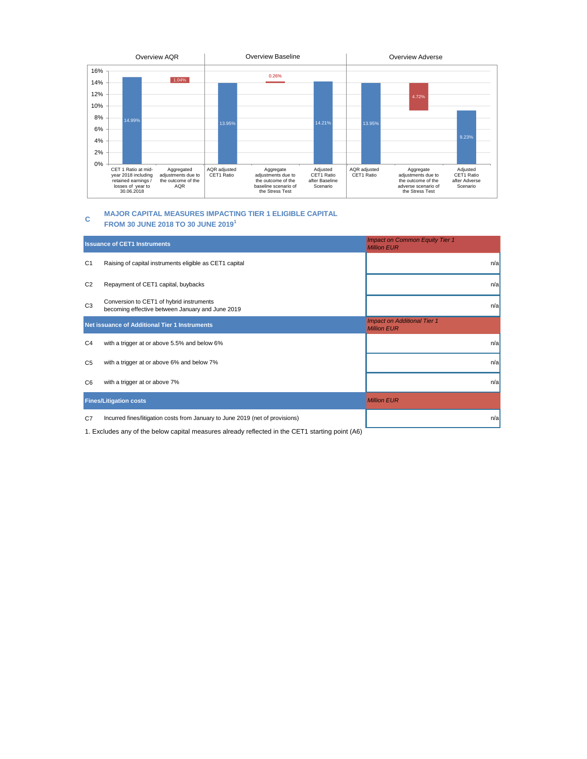Overview AQR

Overview Baseline

Overview Adverse

16%
14%
12%
10%
8%
6%
4%
2%
0%

14.99%
1.04%
13.95%
0.26%
14.21%
13.95%
4.72%
9.23%

CET 1 Ratio at mid-year 2018 including retained earnings / losses of year to 30.06.2018

Aggregated adjustments due to the outcome of the AQR

AQR adjusted CET1 Ratio

Aggregate adjustments due to the outcome of the baseline scenario of the Stress Test

Adjusted CET1 Ratio after Baseline Scenario

AQR adjusted CET1 Ratio

Aggregate adjustments due to the outcome of the adverse scenario of the Stress Test

Adjusted CET1 Ratio after Adverse Scenario

## C MAJOR CAPITAL MEASURES IMPACTING TIER 1 ELIGIBLE CAPITAL FROM 30 JUNE 2018 TO 30 JUNE 2019[1]

| | Issuance of CET1 Instruments | *Impact on Common Equity Tier 1 Million EUR* |
|---|---|---|
| C1 | Raising of capital instruments eligible as CET1 capital | n/a |
| C2 | Repayment of CET1 capital, buybacks | n/a |
| C3 | Conversion to CET1 of hybrid instruments becoming effective between January and June 2019 | n/a |
| | **Net issuance of Additional Tier 1 Instruments** | *Impact on Additional Tier 1 Million EUR* |
| C4 | with a trigger at or above 5.5% and below 6% | n/a |
| C5 | with a trigger at or above 6% and below 7% | n/a |
| C6 | with a trigger at or above 7% | n/a |
| | **Fines/Litigation costs** | *Million EUR* |
| C7 | Incurred fines/litigation costs from January to June 2019 (net of provisions) | n/a |

1. Excludes any of the below capital measures already reflected in the CET1 starting point (A6)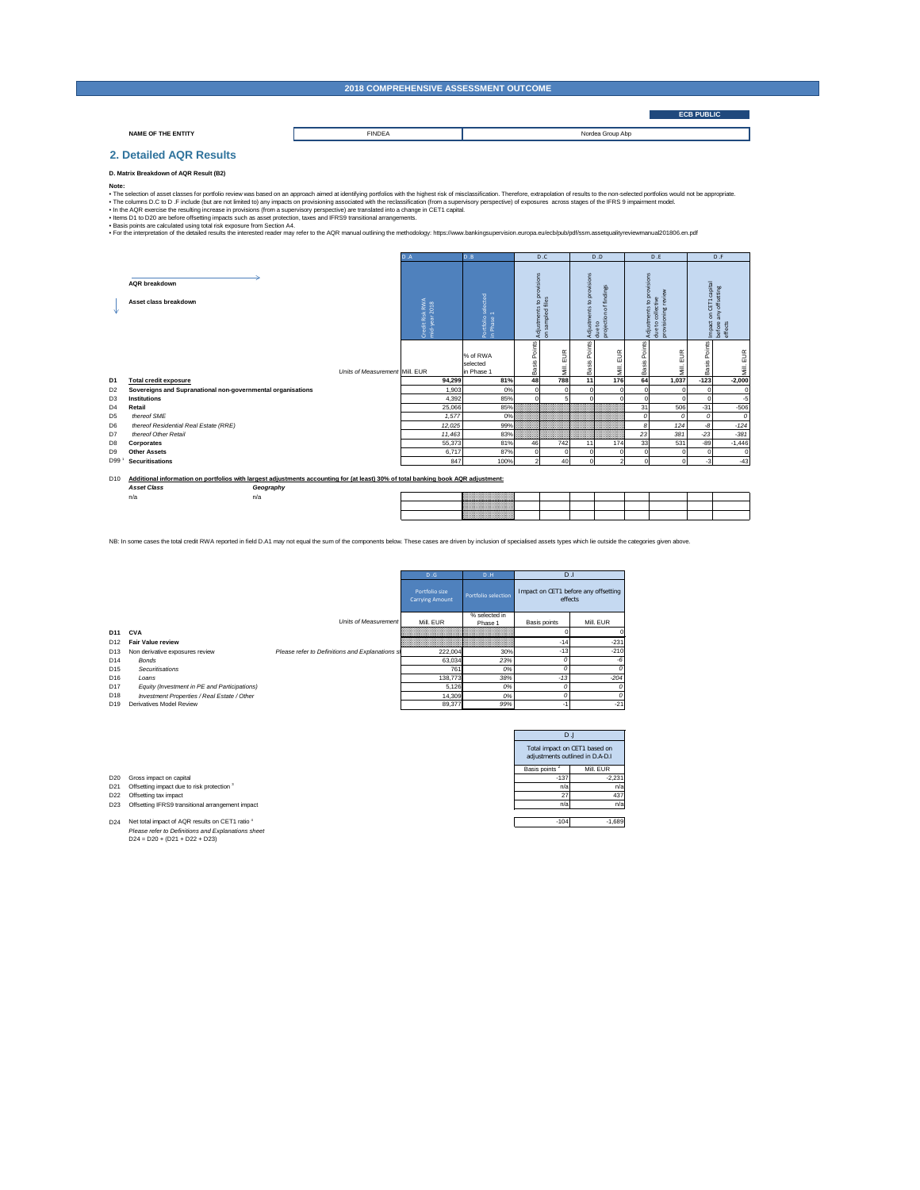**2018 COMPREHENSIVE ASSESSMENT OUTCOME**

**ECB PUBLIC**

| NAME OF THE ENTITY | FINDEA | Nordea Group Abp |
|---|---|---|

## 2. Detailed AQR Results

**D. Matrix Breakdown of AQR Result (B2)**

**Note:**

- The selection of asset classes for portfolio review was based on an approach aimed at identifying portfolios with the highest risk of misclassification. Therefore, extrapolation of results to the non-selected portfolios would not be appropriate.
- The columns D.C to D .F include (but are not limited to) any impacts on provisioning associated with the reclassification (from a supervisory perspective) of exposures across stages of the IFRS 9 impairment model.
- In the AQR exercise the resulting increase in provisions (from a supervisory perspective) are translated into a change in CET1 capital.
- Items D1 to D20 are before offsetting impacts such as asset protection, taxes and IFRS9 transitional arrangements.
- Basis points are calculated using total risk exposure from Section A4.
- For the interpretation of the detailed results the interested reader may refer to the AQR manual outlining the methodology: https://www.bankingsupervision.europa.eu/ecb/pub/pdf/ssm.assetqualityreviewmanual201806.en.pdf

| | AQR breakdown / Asset class breakdown | D.A Credit Risk RWA mid-year 2018 | D.B Portfolio selected in Phase 1 | D.C Adjustments to provisions on sampled files | | D.D Adjustments to provisions due to projection of findings | | D.E Adjustments to provisions due to collective provisioning review | | D.F Impact on CET1 capital before any offsetting effects | |
|---|---|---|---|---|---|---|---|---|---|---|---|
| | Units of Measurement | Mill. EUR | % of RWA selected in Phase 1 | Basis Points | Mill. EUR | Basis Points | Mill. EUR | Basis Points | Mill. EUR | Basis Points | Mill. EUR |
| D1 | **Total credit exposure** | 94,299 | 81% | 48 | 788 | 11 | 176 | 64 | 1,037 | -123 | -2,000 |
| D2 | **Sovereigns and Supranational non-governmental organisations** | 1,903 | 0% | 0 | 0 | 0 | 0 | 0 | 0 | 0 | 0 |
| D3 | **Institutions** | 4,392 | 85% | 0 | 5 | 0 | 0 | 0 | 0 | 0 | -5 |
| D4 | **Retail** | 25,066 | 85% | | | | | 31 | 506 | -31 | -506 |
| D5 | *thereof SME* | *1,577* | *0%* | | | | | *0* | *0* | *0* | *0* |
| D6 | *thereof Residential Real Estate (RRE)* | *12,025* | *99%* | | | | | *8* | *124* | *-8* | *-124* |
| D7 | *thereof Other Retail* | *11,463* | *83%* | | | | | *23* | *381* | *-23* | *-381* |
| D8 | **Corporates** | 55,373 | 81% | 46 | 742 | 11 | 174 | 33 | 531 | -89 | -1,446 |
| D9 | **Other Assets** | 6,717 | 87% | 0 | 0 | 0 | 0 | 0 | 0 | 0 | 0 |
| D99 [1] | **Securitisations** | 847 | 100% | 2 | 40 | 0 | 2 | 0 | 0 | -3 | -43 |

D10 **Additional information on portfolios with largest adjustments accounting for (at least) 30% of total banking book AQR adjustment:**

| *Asset Class* | *Geography* | | | | | | | | | | |
|---|---|---|---|---|---|---|---|---|---|---|---|
| n/a | n/a | | | | | | | | | | |
| | | | | | | | | | | | |

NB: In some cases the total credit RWA reported in field D.A1 may not equal the sum of the components below. These cases are driven by inclusion of specialised assets types which lie outside the categories given above.

| | | D.G Portfolio size Carrying Amount | D.H Portfolio selection | D.I Impact on CET1 before any offsetting effects | |
|---|---|---|---|---|---|
| | Units of Measurement | Mill. EUR | % selected in Phase 1 | Basis points | Mill. EUR |
| D11 | **CVA** | | | 0 | 0 |
| D12 | **Fair Value review** | | | -14 | -231 |
| D13 | Non derivative exposures review — *Please refer to Definitions and Explanations sheet* | 222,004 | 30% | -13 | -210 |
| D14 | *Bonds* | 63,034 | 23% | *0* | *-6* |
| D15 | *Securitisations* | 761 | 0% | *0* | *0* |
| D16 | *Loans* | 138,773 | 38% | *-13* | *-204* |
| D17 | *Equity (Investment in PE and Participations)* | 5,126 | 0% | *0* | *0* |
| D18 | *Investment Properties / Real Estate / Other* | 14,309 | 0% | *0* | *0* |
| D19 | Derivatives Model Review | 89,377 | 99% | -1 | -21 |

| | | D.J Total impact on CET1 based on adjustments outlined in D.A-D.I | |
|---|---|---|---|
| | | Basis points [2] | Mill. EUR |
| D20 | Gross impact on capital | -137 | -2,231 |
| D21 | Offsetting impact due to risk protection [3] | n/a | n/a |
| D22 | Offsetting tax impact | 27 | 437 |
| D23 | Offsetting IFRS9 transitional arrangement impact | n/a | n/a |
| D24 | Net total impact of AQR results on CET1 ratio [4] | -104 | -1,689 |

*Please refer to Definitions and Explanations sheet*
D24 = D20 + (D21 + D22 + D23)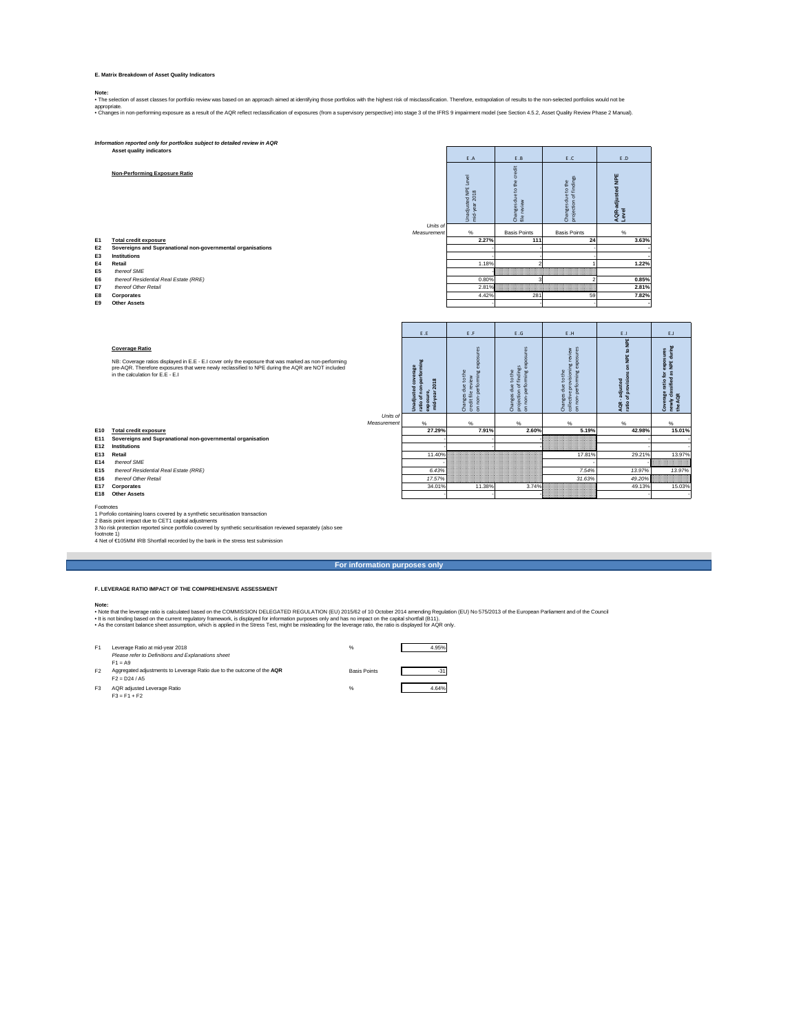**E. Matrix Breakdown of Asset Quality Indicators**

**Note:**

• The selection of asset classes for portfolio review was based on an approach aimed at identifying those portfolios with the highest risk of misclassification. Therefore, extrapolation of results to the non-selected portfolios would not be appropriate.

• Changes in non-performing exposure as a result of the AQR reflect reclassification of exposures (from a supervisory perspective) into stage 3 of the IFRS 9 impairment model (see Section 4.5.2, Asset Quality Review Phase 2 Manual).

***Information reported only for portfolios subject to detailed review in AQR***

**Asset quality indicators**

| | | | E.A | E.B | E.C | E.D |
|---|---|---|---|---|---|---|
| | **Non-Performing Exposure Ratio** | | Unadjusted NPE Level mid-year 2018 | Changes due to the credit file review | Changes due to the projection of findings | AQR-adjusted NPE Level |
| | | *Units of Measurement* | % | Basis Points | Basis Points | % |
| E1 | **Total credit exposure** | | 2.27% | 111 | 24 | 3.63% |
| E2 | **Sovereigns and Supranational non-governmental organisations** | | - | - | - | - |
| E3 | **Institutions** | | - | - | - | - |
| E4 | **Retail** | | 1.18% | 2 | 1 | 1.22% |
| E5 | *thereof SME* | | - | | | - |
| E6 | *thereof Residential Real Estate (RRE)* | | 0.80% | 3 | 2 | 0.85% |
| E7 | *thereof Other Retail* | | 2.81% | | | 2.81% |
| E8 | **Corporates** | | 4.42% | 281 | 59 | 7.82% |
| E9 | **Other Assets** | | - | - | - | - |

| | | | E.E | E.F | E.G | E.H | E.I | E.J |
|---|---|---|---|---|---|---|---|---|
| | **Coverage Ratio**<br>NB: Coverage ratios displayed in E.E - E.I cover only the exposure that was marked as non-performing pre-AQR. Therefore exposures that were newly reclassified to NPE during the AQR are NOT included in the calculation for E.E - E.I | | Unadjusted coverage ratio of non-performing exposure, mid-year 2018 | Changes due to the credit file review on non-performing exposures | Changes due to the projection of findings on non-performing exposures | Changes due to the collective provisioning review on non-performing exposures | AQR - adjusted ratio of provisions on NPE to NPE | Coverage ratio for exposures newly classified as NPE during the AQR |
| | | *Units of Measurement* | % | % | % | % | % | % |
| E10 | **Total credit exposure** | | 27.29% | 7.91% | 2.60% | 5.19% | 42.98% | 15.01% |
| E11 | **Sovereigns and Supranational non-governmental organisation** | | - | - | - | | - | - |
| E12 | **Institutions** | | - | - | - | - | - | - |
| E13 | **Retail** | | 11.40% | | | 17.81% | 29.21% | 13.97% |
| E14 | *thereof SME* | | - | | | - | - | |
| E15 | *thereof Residential Real Estate (RRE)* | | *6.43%* | | | *7.54%* | *13.97%* | *13.97%* |
| E16 | *thereof Other Retail* | | *17.57%* | | | *31.63%* | *49.20%* | |
| E17 | **Corporates** | | 34.01% | 11.38% | 3.74% | | 49.13% | 15.03% |
| E18 | **Other Assets** | | - | - | - | | - | - |

Footnotes

1 Porfolio containing loans covered by a synthetic securitisation transaction

2 Basis point impact due to CET1 capital adjustments

3 No risk protection reported since portfolio covered by synthetic securitisation reviewed separately (also see footnote 1)

4 Net of €105MM IRB Shortfall recorded by the bank in the stress test submission

**For information purposes only**

**F. LEVERAGE RATIO IMPACT OF THE COMPREHENSIVE ASSESSMENT**

**Note:**

• Note that the leverage ratio is calculated based on the COMMISSION DELEGATED REGULATION (EU) 2015/62 of 10 October 2014 amending Regulation (EU) No 575/2013 of the European Parliament and of the Council

• It is not binding based on the current regulatory framework, is displayed for information purposes only and has no impact on the capital shortfall (B11).

• As the constant balance sheet assumption, which is applied in the Stress Test, might be misleading for the leverage ratio, the ratio is displayed for AQR only.

| | | | |
|---|---|---|---|
| F1 | Leverage Ratio at mid-year 2018<br>*Please refer to Definitions and Explanations sheet*<br>F1 = A9 | % | 4.95% |
| F2 | Aggregated adjustments to Leverage Ratio due to the outcome of the **AQR**<br>F2 = D24 / A5 | Basis Points | -31 |
| F3 | AQR adjusted Leverage Ratio<br>F3 = F1 + F2 | % | 4.64% |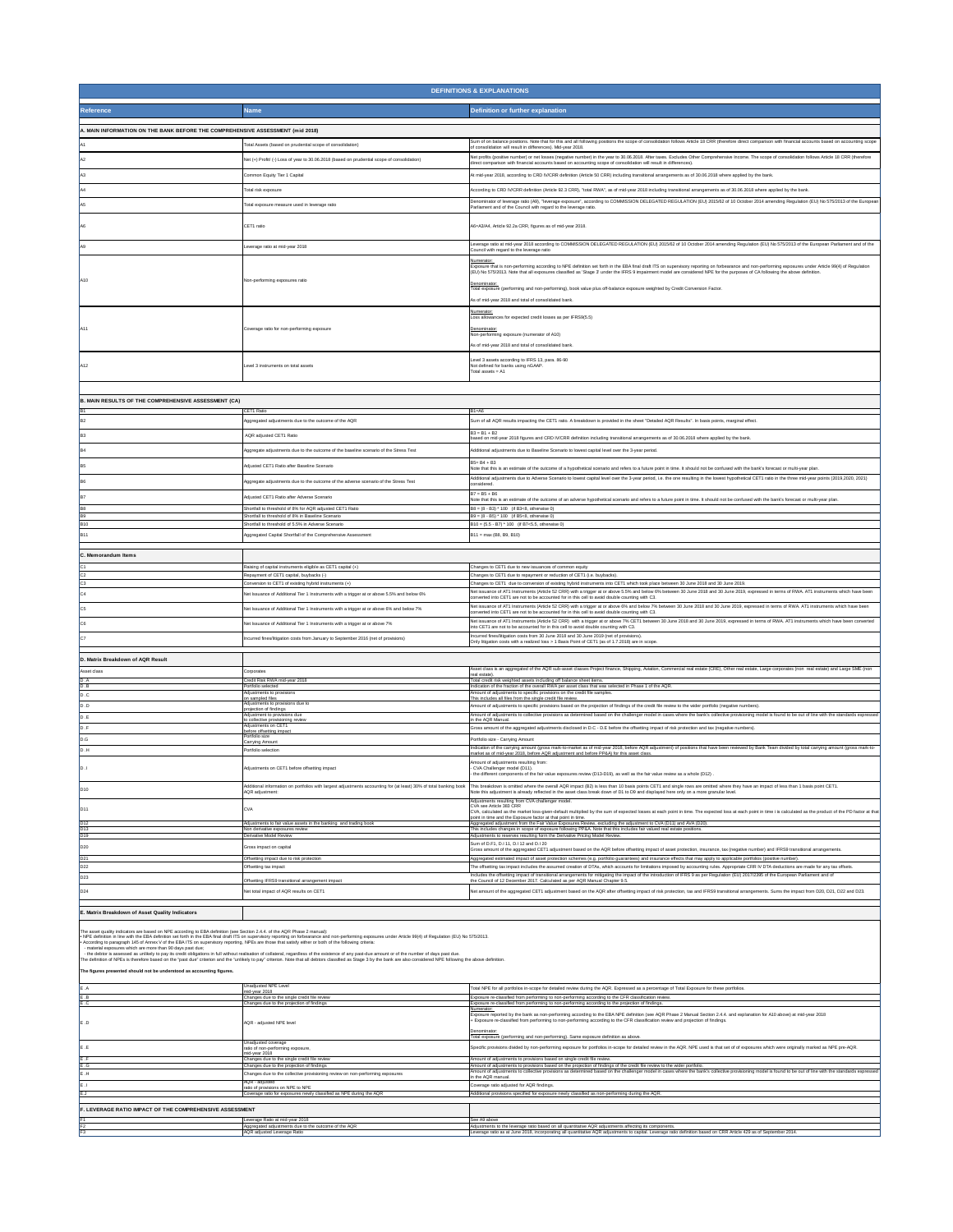# DEFINITIONS & EXPLANATIONS

| Reference | Name | Definition or further explanation |
|---|---|---|
| **A. MAIN INFORMATION ON THE BANK BEFORE THE COMPREHENSIVE ASSESSMENT (mid 2018)** | | |
| A1 | Total Assets (based on prudential scope of consolidation) | Sum of on balance positions. Note that for this and all following positions the scope of consolidation follows Article 18 CRR (therefore direct comparison with financial accounts based on accounting scope of consolidation will result in differences). Mid-year 2018. |
| A2 | Net (+) Profit/ (-) Loss of year to 30.06.2018 (based on prudential scope of consolidation) | Net profits (positive number) or net losses (negative number) in the year to 30.06.2018. After taxes. Excludes Other Comprehensive Income. The scope of consolidation follows Article 18 CRR (therefore direct comparison with financial accounts based on accounting scope of consolidation will result in differences). |
| A3 | Common Equity Tier 1 Capital | At mid-year 2018, according to CRD IV/CRR definition (Article 50 CRR) including transitional arrangements as of 30.06.2018 where applied by the bank. |
| A4 | Total risk exposure | According to CRD IV/CRR definition (Article 92.3 CRR), "total RWA", as of mid-year 2018 including transitional arrangements as of 30.06.2018 where applied by the bank. |
| A5 | Total exposure measure used in leverage ratio | Denominator of leverage ratio (A9), "leverage exposure", according to COMMISSION DELEGATED REGULATION (EU) 2015/62 of 10 October 2014 amending Regulation (EU) No 575/2013 of the European Parliament and of the Council with regard to the leverage ratio. |
| A6 | CET1 ratio | A6=A3/A4, Article 92.2a CRR, figures as of mid-year 2018. |
| A9 | Leverage ratio at mid-year 2018 | Leverage ratio at mid-year 2018 according to COMMISSION DELEGATED REGULATION (EU) 2015/62 of 10 October 2014 amending Regulation (EU) No 575/2013 of the European Parliament and of the Council with regard to the leverage ratio. |
| A10 | Non-performing exposures ratio | Numerator: Exposure that is non-performing according to NPE definition set forth in the EBA final draft ITS on supervisory reporting on forbearance and non-performing exposures under Article 99(4) of Regulation (EU) No 575/2013. Note that all exposures classified as 'Stage 3' under the IFRS 9 impairment model are considered NPE for the purposes of CA following the above definition. Denominator: Total exposure (performing and non-performing), book value plus off-balance-exposure weighted by Credit Conversion Factor. As of mid-year 2018 and total of consolidated bank. |
| A11 | Coverage ratio for non-performing exposure | Numerator: Loss allowances for expected credit losses as per IFRS9(5.5) Denominator: Non-performing exposure (numerator of A10) As of mid-year 2018 and total of consolidated bank. |
| A12 | Level 3 instruments on total assets | Level 3 assets according to IFRS 13, para. 86-90 Not defined for banks using nGAAP. Total assets = A1 |
| **B. MAIN RESULTS OF THE COMPREHENSIVE ASSESSMENT (CA)** | | |
| B1 | CET1 Ratio | B1=A6 |
| B2 | Aggregated adjustments due to the outcome of the AQR | Sum of all AQR results impacting the CET1 ratio. A breakdown is provided in the sheet "Detailed AQR Results". In basis points, marginal effect. |
| B3 | AQR adjusted CET1 Ratio | B3 = B1 + B2 based on mid-year 2018 figures and CRD IV/CRR definition including transitional arrangements as of 30.06.2018 where applied by the bank. |
| B4 | Aggregate adjustments due to the outcome of the baseline scenario of the Stress Test | Additional adjustments due to Baseline Scenario to lowest capital level over the 3-year period. |
| B5 | Adjusted CET1 Ratio after Baseline Scenario | B5= B4 + B3 Note that this is an estimate of the outcome of a hypothetical scenario and refers to a future point in time. It should not be confused with the bank's forecast or multi-year plan. |
| B6 | Aggregate adjustments due to the outcome of the adverse scenario of the Stress Test | Additional adjustments due to Adverse Scenario to lowest capital level over the 3-year period, i.e. the one resulting in the lowest hypothetical CET1 ratio in the three mid-year points (2019,2020, 2021) considered. |
| B7 | Adjusted CET1 Ratio after Adverse Scenario | B7 = B5 + B6 Note that this is an estimate of the outcome of an adverse hypothetical scenario and refers to a future point in time. It should not be confused with the bank's forecast or multi-year plan. |
| B8 | Shortfall to threshold of 8% for AQR adjusted CET1 Ratio | B8 = (8 - B3) * 100 (if B3<8, otherwise 0) |
| B9 | Shortfall to threshold of 8% in Baseline Scenario | B9 = (8 - B5) * 100 (if B5<8, otherwise 0) |
| B10 | Shortfall to threshold of 5.5% in Adverse Scenario | B10 = (5.5 - B7) * 100 (if B7<5.5, otherwise 0) |
| B11 | Aggregated Capital Shortfall of the Comprehensive Assessment | B11 = max (B8, B9, B10) |
| **C. Memorandum Items** | | |
| C1 | Raising of capital instruments eligible as CET1 capital (+) | Changes to CET1 due to new issuances of common equity |
| C2 | Repayment of CET1 capital, buybacks (-) | Changes to CET1 due to repayment or reduction of CET1 (i.e. buybacks). |
| C3 | Conversion to CET1 of existing hybrid instruments (+) | Changes to CET1 due to conversion of existing hybrid instruments into CET1 which took place between 30 June 2018 and 30 June 2019. |
| C4 | Net Issuance of Additional Tier 1 instruments with a trigger at or above 5.5% and below 6% | Net issuance of AT1 instruments (Article 52 CRR) with a trigger at or above 5.5% and below 6% between 30 June 2018 and 30 June 2019, expressed in terms of RWA. AT1 instruments which have been converted into CET1 are not to be accounted for in this cell to avoid double counting with C3. |
| C5 | Net Issuance of Additional Tier 1 instruments with a trigger at or above 6% and below 7% | Net issuance of AT1 instruments (Article 52 CRR) with a trigger at or above 6% and below 7% between 30 June 2018 and 30 June 2019, expressed in terms of RWA. AT1 instruments which have been converted into CET1 are not to be accounted for in this cell to avoid double counting with C3. |
| C6 | Net Issuance of Additional Tier 1 instruments with a trigger at or above 7% | Net issuance of AT1 instruments (Article 52 CRR) with a trigger at or above 7% CET1 between 30 June 2018 and 30 June 2019, expressed in terms of RWA. AT1 instruments which have been converted into CET1 are not to be accounted for in this cell to avoid double counting with C3. |
| C7 | Incurred fines/litigation costs from January to September 2016 (net of provisions) | Incurred fines/litigation costs from 30 June 2018 and 30 June 2019 (net of provisions). Only litigation costs with a realized loss > 1 Basis Point of CET1 (as of 1.7.2018) are in scope. |
| **D. Matrix Breakdown of AQR Result** | | |
| Asset class | Corporates | Asset class is an aggregated of the AQR sub-asset classes Project finance, Shipping, Aviation, Commercial real estate (CRE), Other real estate, Large corporates (non real estate) and Large SME (non real estate). |
| D .A | Credit Risk RWA mid-year 2018 | Total credit risk weighted assets including off balance sheet items. |
| D .B | Portfolio selected | Indication of the fraction of the overall RWA per asset class that was selected in Phase 1 of the AQR. |
| D .C | Adjustments to provisions on sampled files | Amount of adjustments to specific provisions on the credit file samples. This includes all files from the single credit file review. |
| D .D | Adjustments to provisions due to projection of findings | Amount of adjustments to specific provisions based on the projection of findings of the credit file review to the wider portfolio (negative numbers). |
| D .E | Adjustment to provisions due to collective provisioning review | Amount of adjustments to collective provisions as determined based on the challenger model in cases where the bank's collective provisioning model is found to be out of line with the standards expressed in the AQR Manual. |
| D .F | Adjustments on CET1 before offsetting impact | Gross amount of the aggregated adjustments disclosed in D.C - D.E before the offsetting impact of risk protection and tax (negative numbers). |
| D.G | Portfolio size Carrying Amount | Portfolio size - Carrying Amount |
| D .H | Portfolio selection | Indication of the carrying amount (gross mark-to-market as of mid-year 2018, before AQR adjustment) of positions that have been reviewed by Bank Team divided by total carrying amount (gross mark-to-market as of mid-year 2018, before AQR adjustment and before PP&A) for this asset class. |
| D .I | Adjustments on CET1 before offsetting impact | Amount of adjustments resulting from: - CVA Challenger model (D11). - the different components of the fair value exposures review (D13-D19), as well as the fair value review as a whole (D12) . |
| D10 | Additional information on portfolios with largest adjustments accounting for (at least) 30% of total banking book AQR adjustment | This breakdown is omitted where the overall AQR impact (B2) is less than 10 basis points CET1 and single rows are omitted where they have an impact of less than 1 basis point CET1. Note this adjustment is already reflected in the asset class break down of D1 to D9 and displayed here only on a more granular level. |
| D11 | CVA | Adjustments resulting from CVA challenger model. CVA see Article 383 CRR CVA, calculated as the market loss-given-default multiplied by the sum of expected losses at each point in time. The expected loss at each point in time i is calculated as the product of the PD factor at that point in time and the Exposure factor at that point in time. |
| D12 | Adjustments to fair value assets in the banking and trading book | Aggregated adjustment from the Fair Value Exposures Review, excluding the adjustment to CVA (D11) and AVA (D20). |
| D13 | Non derivative exposures review | This includes changes in scope of exposure following PP&A. Note that this includes fair valued real estate positions. |
| D19 | Derivative Model Review | Adjustments to reserves resulting form the Derivative Pricing Model Review. |
| D20 | Gross impact on capital | Sum of D.F1, D.I 11, D.I 12 and D.I 20 Gross amount of the aggregated CET1 adjustment based on the AQR before offsetting impact of asset protection, insurance, tax (negative number) and IFRS9 transitional arrangements. |
| D21 | Offsetting impact due to risk protection | Aggregated estimated impact of asset protection schemes (e.g. portfolio guarantees) and insurance effects that may apply to applicable portfolios (positive number). |
| D22 | Offsetting tax impact | The offsetting tax impact includes the assumed creation of DTAs, which accounts for limitations imposed by accounting rules. Appropriate CRR IV DTA deductions are made for any tax offsets. |
| D23 | Offsetting IFRS9 transitional arrangement impact | Includes the offsetting impact of transitional arrangements for mitigating the impact of the introduction of IFRS 9 as per Regulation (EU) 2017/2395 of the European Parliament and of the Council of 12 December 2017. Calculated as per AQR Manual Chapter 9.5. |
| D24 | Net total impact of AQR results on CET1 | Net amount of the aggregated CET1 adjustment based on the AQR after offsetting impact of risk protection, tax and IFRS9 transitional arrangements. Sums the impact from D20, D21, D22 and D23. |
| **E. Matrix Breakdown of Asset Quality Indicators** | | |

The asset quality indicators are based on NPE according to EBA definition (see Section 2.4.4. of the AQR Phase 2 manual):
• NPE definition in line with the EBA definition set forth in the EBA final draft ITS on supervisory reporting on forbearance and non-performing exposures under Article 99(4) of Regulation (EU) No 575/2013.
• According to paragraph 145 of Annex V of the EBA ITS on supervisory reporting, NPEs are those that satisfy either or both of the following criteria:
  - material exposures which are more than 90 days past due;
  - the debtor is assessed as unlikely to pay its credit obligations in full without realisation of collateral, regardless of the existence of any past-due amount or of the number of days past due.
The definition of NPEs is therefore based on the "past due" criterion and the "unlikely to pay" criterion. Note that all debtors classified as Stage 3 by the bank are also considered NPE according to this definition.

**The figures presented should not be understood as accounting figures.**

| Reference | Name | Definition or further explanation |
|---|---|---|
| E .A | Unadjusted NPE Level mid-year 2018 | Total NPE for all portfolios in-scope for detailed review during the AQR. Expressed as a percentage of Total Exposure for these portfolios. |
| E .B | Changes due to the single credit file review | Exposure re-classified from performing to non-performing according to the CFR classification review. |
| E .C | Changes due to the projection of findings | Exposure re-classified from performing to non-performing according to the projection of findings. |
| E .D | AQR - adjusted NPE level | Numerator: Exposure reported by the bank as non-performing according to the EBA NPE definition (see AQR Phase 2 Manual Section 2.4.4. and explanation for A10 above) at mid-year 2018 + Exposure re-classified from performing to non-performing according to the CFR classification review and projection of findings. Denominator: Total exposure (performing and non-performing). Same exposure definition as above. |
| E .E | Unadjusted coverage ratio of non-performing exposure, mid-year 2018 | Specific provisions divided by non-performing exposure for portfolios in-scope for detailed review in the AQR. NPE used is that set of of exposures which were originally marked as NPE pre-AQR. |
| E .F | Changes due to the single credit file review | Amount of adjustments to provisions based on single credit file review. |
| E .G | Changes due to the projection of findings | Amount of adjustments to provisions based on the projection of findings of the credit file review to the wider portfolio. |
| E .H | Changes due to the collective provisioning review on non-performing exposures | Amount of adjustments to collective provisions as determined based on the challenger model in cases where the bank's collective provisioning model is found to be out of line with the standards expressed in the AQR manual. |
| E .I | AQR - adjusted ratio of provisions on NPE to NPE | Coverage ratio adjusted for AQR findings. |
| E.J | Coverage ratio for exposures newly classified as NPE during the AQR | Additional provisions specified for exposure newly classified as non-performing during the AQR. |
| **F. LEVERAGE RATIO IMPACT OF THE COMPREHENSIVE ASSESSMENT** | | |
| F1 | Leverage Ratio at mid-year 2018 | See A9 above |
| F2 | Aggregated adjustments due to the outcome of the AQR | Adjustments to the leverage ratio based on all quantitative AQR adjustments affecting its components. |
| F3 | AQR adjusted Leverage Ratio | Leverage ratio as at June 2018, incorporating all quantitative AQR adjustments to capital. Leverage ratio definition based on CRR Article 429 as of September 2014. |